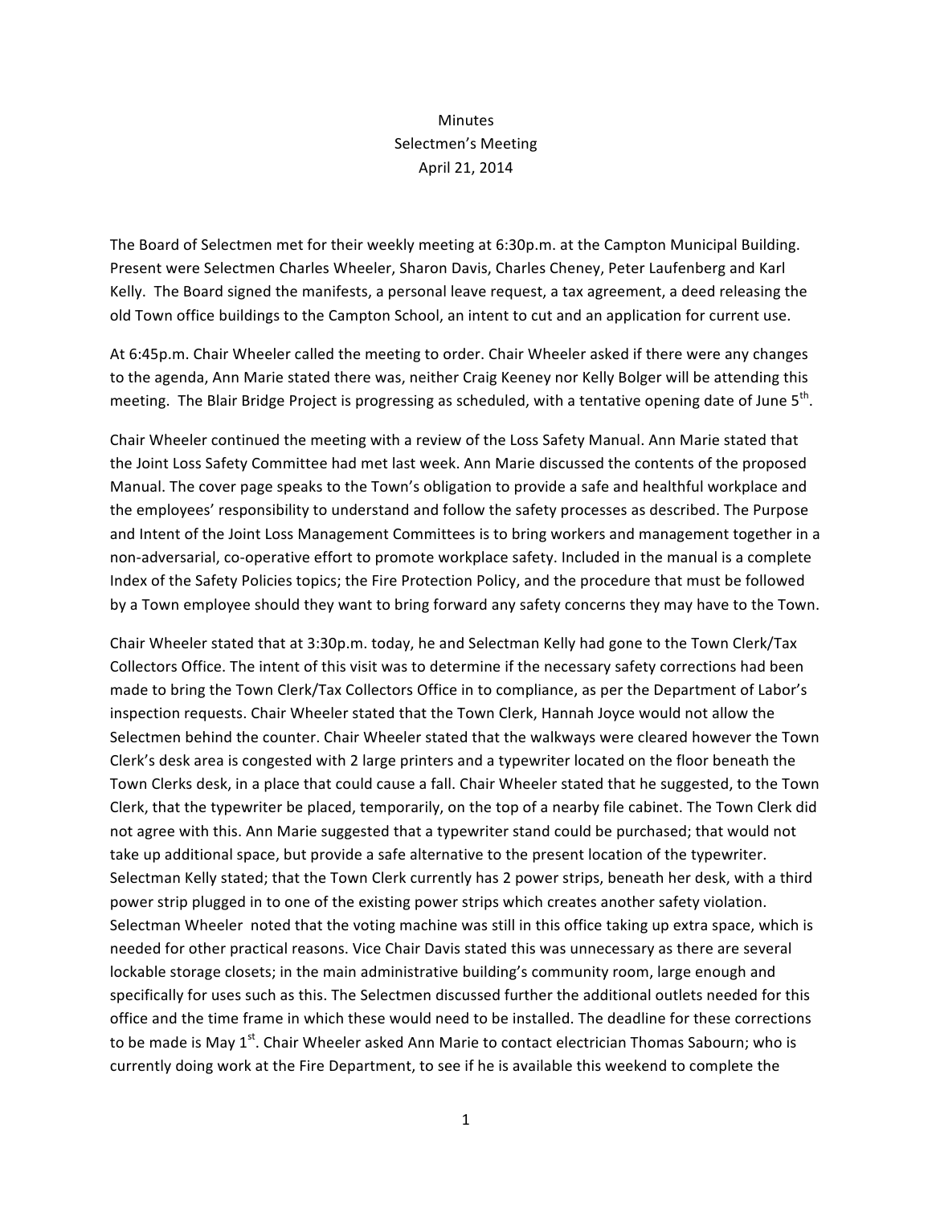# Minutes
## Selectmen's Meeting
### April 21, 2014

The Board of Selectmen met for their weekly meeting at 6:30p.m. at the Campton Municipal Building. Present were Selectmen Charles Wheeler, Sharon Davis, Charles Cheney, Peter Laufenberg and Karl Kelly. The Board signed the manifests, a personal leave request, a tax agreement, a deed releasing the old Town office buildings to the Campton School, an intent to cut and an application for current use.

At 6:45p.m. Chair Wheeler called the meeting to order. Chair Wheeler asked if there were any changes to the agenda, Ann Marie stated there was, neither Craig Keeney nor Kelly Bolger will be attending this meeting. The Blair Bridge Project is progressing as scheduled, with a tentative opening date of June 5th.

Chair Wheeler continued the meeting with a review of the Loss Safety Manual. Ann Marie stated that the Joint Loss Safety Committee had met last week. Ann Marie discussed the contents of the proposed Manual. The cover page speaks to the Town's obligation to provide a safe and healthful workplace and the employees' responsibility to understand and follow the safety processes as described. The Purpose and Intent of the Joint Loss Management Committees is to bring workers and management together in a non-adversarial, co-operative effort to promote workplace safety. Included in the manual is a complete Index of the Safety Policies topics; the Fire Protection Policy, and the procedure that must be followed by a Town employee should they want to bring forward any safety concerns they may have to the Town.

Chair Wheeler stated that at 3:30p.m. today, he and Selectman Kelly had gone to the Town Clerk/Tax Collectors Office. The intent of this visit was to determine if the necessary safety corrections had been made to bring the Town Clerk/Tax Collectors Office in to compliance, as per the Department of Labor's inspection requests. Chair Wheeler stated that the Town Clerk, Hannah Joyce would not allow the Selectmen behind the counter. Chair Wheeler stated that the walkways were cleared however the Town Clerk's desk area is congested with 2 large printers and a typewriter located on the floor beneath the Town Clerks desk, in a place that could cause a fall. Chair Wheeler stated that he suggested, to the Town Clerk, that the typewriter be placed, temporarily, on the top of a nearby file cabinet. The Town Clerk did not agree with this. Ann Marie suggested that a typewriter stand could be purchased; that would not take up additional space, but provide a safe alternative to the present location of the typewriter. Selectman Kelly stated; that the Town Clerk currently has 2 power strips, beneath her desk, with a third power strip plugged in to one of the existing power strips which creates another safety violation. Selectman Wheeler noted that the voting machine was still in this office taking up extra space, which is needed for other practical reasons. Vice Chair Davis stated this was unnecessary as there are several lockable storage closets; in the main administrative building's community room, large enough and specifically for uses such as this. The Selectmen discussed further the additional outlets needed for this office and the time frame in which these would need to be installed. The deadline for these corrections to be made is May 1st. Chair Wheeler asked Ann Marie to contact electrician Thomas Sabourn; who is currently doing work at the Fire Department, to see if he is available this weekend to complete the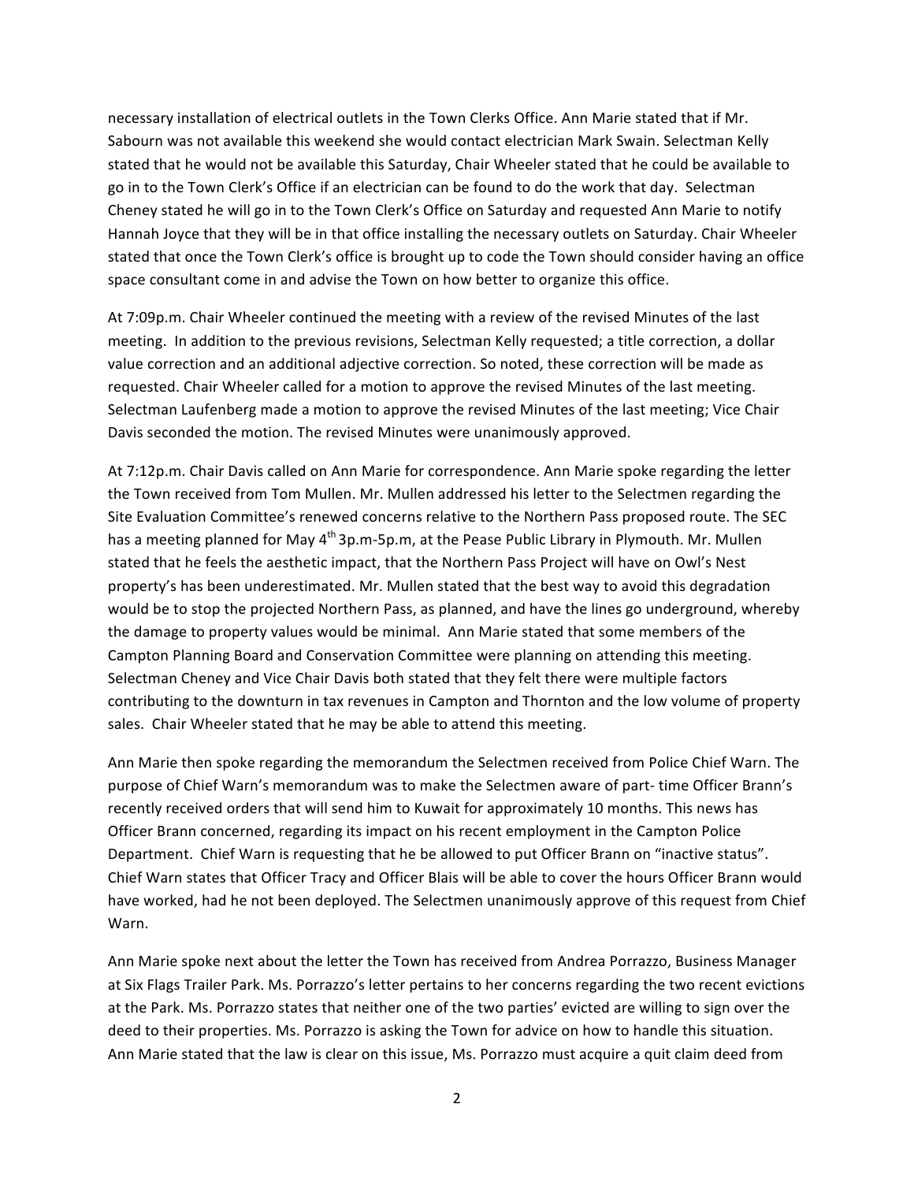necessary installation of electrical outlets in the Town Clerks Office. Ann Marie stated that if Mr. Sabourn was not available this weekend she would contact electrician Mark Swain. Selectman Kelly stated that he would not be available this Saturday, Chair Wheeler stated that he could be available to go in to the Town Clerk's Office if an electrician can be found to do the work that day. Selectman Cheney stated he will go in to the Town Clerk's Office on Saturday and requested Ann Marie to notify Hannah Joyce that they will be in that office installing the necessary outlets on Saturday. Chair Wheeler stated that once the Town Clerk's office is brought up to code the Town should consider having an office space consultant come in and advise the Town on how better to organize this office.

At 7:09p.m. Chair Wheeler continued the meeting with a review of the revised Minutes of the last meeting. In addition to the previous revisions, Selectman Kelly requested; a title correction, a dollar value correction and an additional adjective correction. So noted, these correction will be made as requested. Chair Wheeler called for a motion to approve the revised Minutes of the last meeting. Selectman Laufenberg made a motion to approve the revised Minutes of the last meeting; Vice Chair Davis seconded the motion. The revised Minutes were unanimously approved.

At 7:12p.m. Chair Davis called on Ann Marie for correspondence. Ann Marie spoke regarding the letter the Town received from Tom Mullen. Mr. Mullen addressed his letter to the Selectmen regarding the Site Evaluation Committee's renewed concerns relative to the Northern Pass proposed route. The SEC has a meeting planned for May 4th 3p.m-5p.m, at the Pease Public Library in Plymouth. Mr. Mullen stated that he feels the aesthetic impact, that the Northern Pass Project will have on Owl's Nest property's has been underestimated. Mr. Mullen stated that the best way to avoid this degradation would be to stop the projected Northern Pass, as planned, and have the lines go underground, whereby the damage to property values would be minimal. Ann Marie stated that some members of the Campton Planning Board and Conservation Committee were planning on attending this meeting. Selectman Cheney and Vice Chair Davis both stated that they felt there were multiple factors contributing to the downturn in tax revenues in Campton and Thornton and the low volume of property sales. Chair Wheeler stated that he may be able to attend this meeting.

Ann Marie then spoke regarding the memorandum the Selectmen received from Police Chief Warn. The purpose of Chief Warn's memorandum was to make the Selectmen aware of part- time Officer Brann's recently received orders that will send him to Kuwait for approximately 10 months. This news has Officer Brann concerned, regarding its impact on his recent employment in the Campton Police Department. Chief Warn is requesting that he be allowed to put Officer Brann on "inactive status". Chief Warn states that Officer Tracy and Officer Blais will be able to cover the hours Officer Brann would have worked, had he not been deployed. The Selectmen unanimously approve of this request from Chief Warn.

Ann Marie spoke next about the letter the Town has received from Andrea Porrazzo, Business Manager at Six Flags Trailer Park. Ms. Porrazzo's letter pertains to her concerns regarding the two recent evictions at the Park. Ms. Porrazzo states that neither one of the two parties' evicted are willing to sign over the deed to their properties. Ms. Porrazzo is asking the Town for advice on how to handle this situation. Ann Marie stated that the law is clear on this issue, Ms. Porrazzo must acquire a quit claim deed from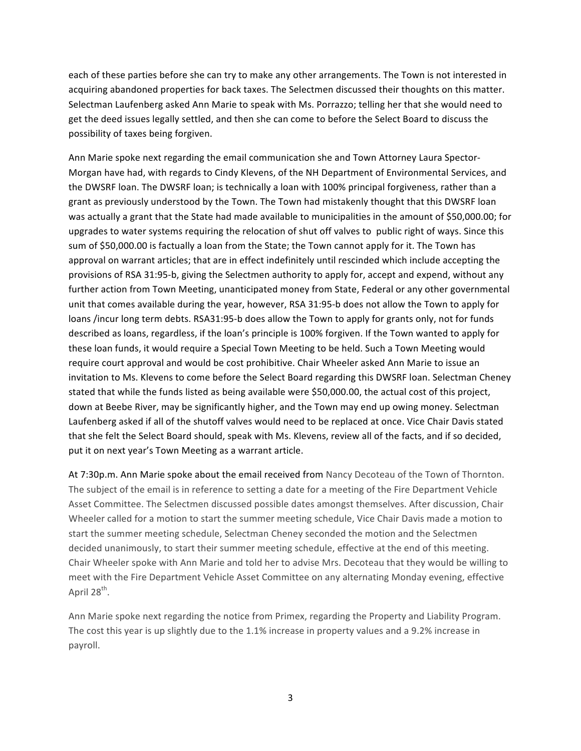each of these parties before she can try to make any other arrangements. The Town is not interested in acquiring abandoned properties for back taxes. The Selectmen discussed their thoughts on this matter. Selectman Laufenberg asked Ann Marie to speak with Ms. Porrazzo; telling her that she would need to get the deed issues legally settled, and then she can come to before the Select Board to discuss the possibility of taxes being forgiven.

Ann Marie spoke next regarding the email communication she and Town Attorney Laura Spector-Morgan have had, with regards to Cindy Klevens, of the NH Department of Environmental Services, and the DWSRF loan. The DWSRF loan; is technically a loan with 100% principal forgiveness, rather than a grant as previously understood by the Town. The Town had mistakenly thought that this DWSRF loan was actually a grant that the State had made available to municipalities in the amount of $50,000.00; for upgrades to water systems requiring the relocation of shut off valves to public right of ways. Since this sum of $50,000.00 is factually a loan from the State; the Town cannot apply for it. The Town has approval on warrant articles; that are in effect indefinitely until rescinded which include accepting the provisions of RSA 31:95-b, giving the Selectmen authority to apply for, accept and expend, without any further action from Town Meeting, unanticipated money from State, Federal or any other governmental unit that comes available during the year, however, RSA 31:95-b does not allow the Town to apply for loans /incur long term debts. RSA31:95-b does allow the Town to apply for grants only, not for funds described as loans, regardless, if the loan's principle is 100% forgiven. If the Town wanted to apply for these loan funds, it would require a Special Town Meeting to be held. Such a Town Meeting would require court approval and would be cost prohibitive. Chair Wheeler asked Ann Marie to issue an invitation to Ms. Klevens to come before the Select Board regarding this DWSRF loan. Selectman Cheney stated that while the funds listed as being available were $50,000.00, the actual cost of this project, down at Beebe River, may be significantly higher, and the Town may end up owing money. Selectman Laufenberg asked if all of the shutoff valves would need to be replaced at once. Vice Chair Davis stated that she felt the Select Board should, speak with Ms. Klevens, review all of the facts, and if so decided, put it on next year's Town Meeting as a warrant article.

At 7:30p.m. Ann Marie spoke about the email received from Nancy Decoteau of the Town of Thornton. The subject of the email is in reference to setting a date for a meeting of the Fire Department Vehicle Asset Committee. The Selectmen discussed possible dates amongst themselves. After discussion, Chair Wheeler called for a motion to start the summer meeting schedule, Vice Chair Davis made a motion to start the summer meeting schedule, Selectman Cheney seconded the motion and the Selectmen decided unanimously, to start their summer meeting schedule, effective at the end of this meeting. Chair Wheeler spoke with Ann Marie and told her to advise Mrs. Decoteau that they would be willing to meet with the Fire Department Vehicle Asset Committee on any alternating Monday evening, effective April 28th.

Ann Marie spoke next regarding the notice from Primex, regarding the Property and Liability Program. The cost this year is up slightly due to the 1.1% increase in property values and a 9.2% increase in payroll.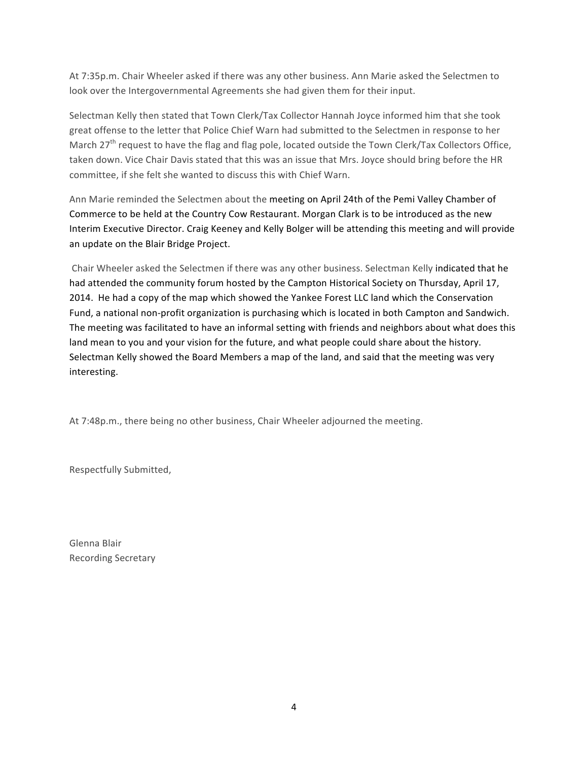At 7:35p.m. Chair Wheeler asked if there was any other business. Ann Marie asked the Selectmen to look over the Intergovernmental Agreements she had given them for their input.

Selectman Kelly then stated that Town Clerk/Tax Collector Hannah Joyce informed him that she took great offense to the letter that Police Chief Warn had submitted to the Selectmen in response to her March 27th request to have the flag and flag pole, located outside the Town Clerk/Tax Collectors Office, taken down. Vice Chair Davis stated that this was an issue that Mrs. Joyce should bring before the HR committee, if she felt she wanted to discuss this with Chief Warn.

Ann Marie reminded the Selectmen about the meeting on April 24th of the Pemi Valley Chamber of Commerce to be held at the Country Cow Restaurant. Morgan Clark is to be introduced as the new Interim Executive Director. Craig Keeney and Kelly Bolger will be attending this meeting and will provide an update on the Blair Bridge Project.

Chair Wheeler asked the Selectmen if there was any other business. Selectman Kelly indicated that he had attended the community forum hosted by the Campton Historical Society on Thursday, April 17, 2014. He had a copy of the map which showed the Yankee Forest LLC land which the Conservation Fund, a national non-profit organization is purchasing which is located in both Campton and Sandwich. The meeting was facilitated to have an informal setting with friends and neighbors about what does this land mean to you and your vision for the future, and what people could share about the history. Selectman Kelly showed the Board Members a map of the land, and said that the meeting was very interesting.

At 7:48p.m., there being no other business, Chair Wheeler adjourned the meeting.

Respectfully Submitted,

Glenna Blair
Recording Secretary